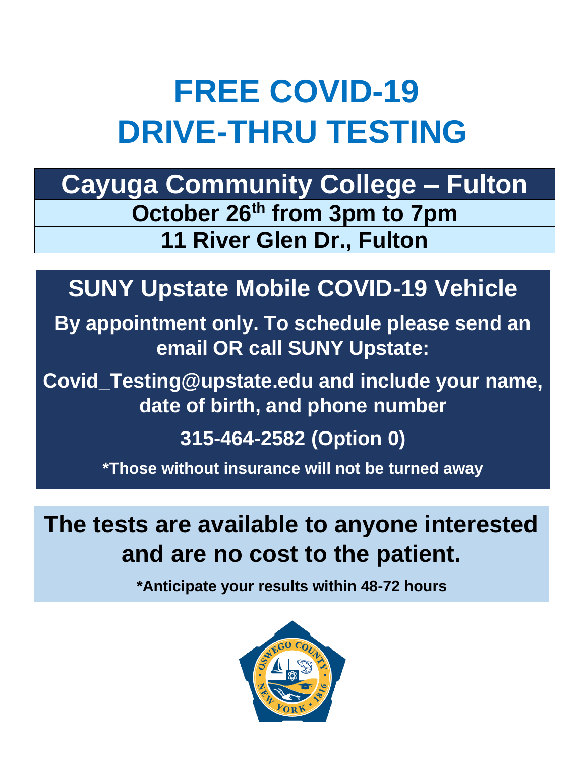# FREE COVID-19 DRIVE-THRU TESTING

## Cayuga Community College – Fulton

**October 26th from 3pm to 7pm**

**11 River Glen Dr., Fulton**

## SUNY Upstate Mobile COVID-19 Vehicle

**By appointment only. To schedule please send an email OR call SUNY Upstate:**

**Covid_Testing@upstate.edu and include your name, date of birth, and phone number**

**315-464-2582 (Option 0)**

**\*Those without insurance will not be turned away**

## The tests are available to anyone interested and are no cost to the patient.

**\*Anticipate your results within 48-72 hours**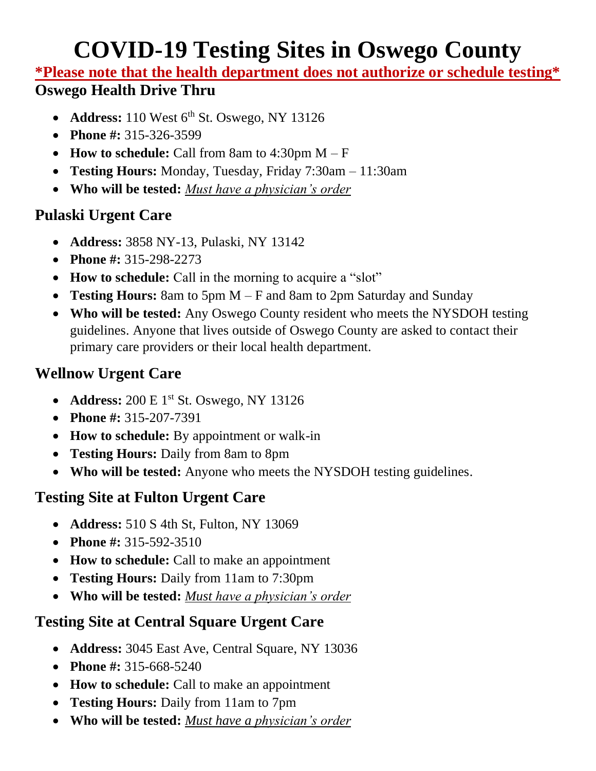# COVID-19 Testing Sites in Oswego County

**\*Please note that the health department does not authorize or schedule testing\***

## Oswego Health Drive Thru

- **Address:** 110 West 6th St. Oswego, NY 13126
- **Phone #:** 315-326-3599
- **How to schedule:** Call from 8am to 4:30pm M – F
- **Testing Hours:** Monday, Tuesday, Friday 7:30am – 11:30am
- **Who will be tested:** *Must have a physician's order*

## Pulaski Urgent Care

- **Address:** 3858 NY-13, Pulaski, NY 13142
- **Phone #:** 315-298-2273
- **How to schedule:** Call in the morning to acquire a "slot"
- **Testing Hours:** 8am to 5pm M – F and 8am to 2pm Saturday and Sunday
- **Who will be tested:** Any Oswego County resident who meets the NYSDOH testing guidelines. Anyone that lives outside of Oswego County are asked to contact their primary care providers or their local health department.

## Wellnow Urgent Care

- **Address:** 200 E 1st St. Oswego, NY 13126
- **Phone #:** 315-207-7391
- **How to schedule:** By appointment or walk-in
- **Testing Hours:** Daily from 8am to 8pm
- **Who will be tested:** Anyone who meets the NYSDOH testing guidelines.

## Testing Site at Fulton Urgent Care

- **Address:** 510 S 4th St, Fulton, NY 13069
- **Phone #:** 315-592-3510
- **How to schedule:** Call to make an appointment
- **Testing Hours:** Daily from 11am to 7:30pm
- **Who will be tested:** *Must have a physician's order*

## Testing Site at Central Square Urgent Care

- **Address:** 3045 East Ave, Central Square, NY 13036
- **Phone #:** 315-668-5240
- **How to schedule:** Call to make an appointment
- **Testing Hours:** Daily from 11am to 7pm
- **Who will be tested:** *Must have a physician's order*